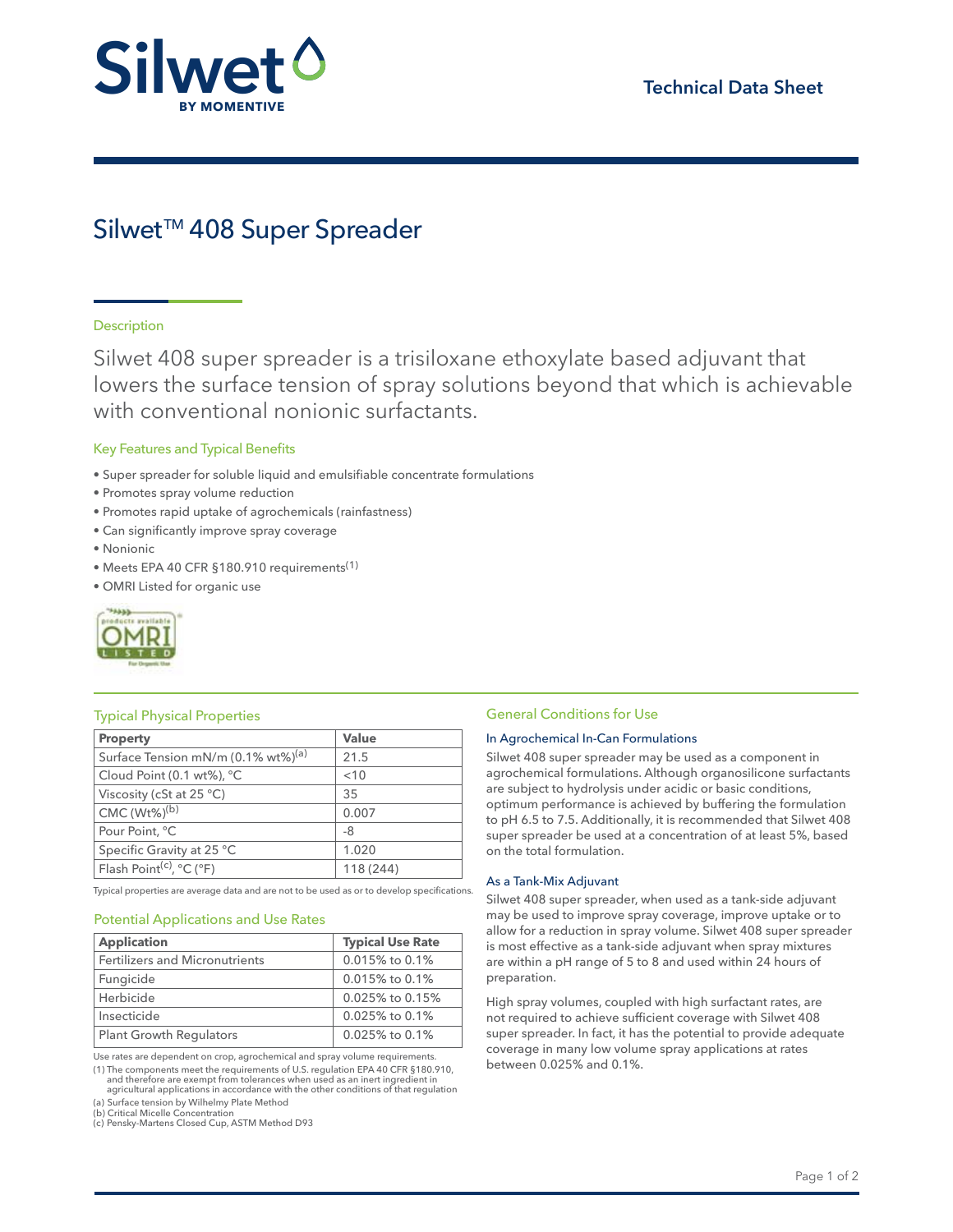Silwet BY MOMENTIVE

Technical Data Sheet

# Silwet™ 408 Super Spreader

## Description

Silwet 408 super spreader is a trisiloxane ethoxylate based adjuvant that lowers the surface tension of spray solutions beyond that which is achievable with conventional nonionic surfactants.

## Key Features and Typical Benefits

- Super spreader for soluble liquid and emulsifiable concentrate formulations
- Promotes spray volume reduction
- Promotes rapid uptake of agrochemicals (rainfastness)
- Can significantly improve spray coverage
- Nonionic
- Meets EPA 40 CFR §180.910 requirements[1]
- OMRI Listed for organic use

## Typical Physical Properties

| Property | Value |
|---|---|
| Surface Tension mN/m (0.1% wt%)[a] | 21.5 |
| Cloud Point (0.1 wt%), °C | <10 |
| Viscosity (cSt at 25 °C) | 35 |
| CMC (Wt%)[b] | 0.007 |
| Pour Point, °C | -8 |
| Specific Gravity at 25 °C | 1.020 |
| Flash Point[c], °C (°F) | 118 (244) |

Typical properties are average data and are not to be used as or to develop specifications.

## Potential Applications and Use Rates

| Application | Typical Use Rate |
|---|---|
| Fertilizers and Micronutrients | 0.015% to 0.1% |
| Fungicide | 0.015% to 0.1% |
| Herbicide | 0.025% to 0.15% |
| Insecticide | 0.025% to 0.1% |
| Plant Growth Regulators | 0.025% to 0.1% |

Use rates are dependent on crop, agrochemical and spray volume requirements.

(1) The components meet the requirements of U.S. regulation EPA 40 CFR §180.910, and therefore are exempt from tolerances when used as an inert ingredient in agricultural applications in accordance with the other conditions of that regulation

(a) Surface tension by Wilhelmy Plate Method

(b) Critical Micelle Concentration

(c) Pensky-Martens Closed Cup, ASTM Method D93

## General Conditions for Use

### In Agrochemical In-Can Formulations

Silwet 408 super spreader may be used as a component in agrochemical formulations. Although organosilicone surfactants are subject to hydrolysis under acidic or basic conditions, optimum performance is achieved by buffering the formulation to pH 6.5 to 7.5. Additionally, it is recommended that Silwet 408 super spreader be used at a concentration of at least 5%, based on the total formulation.

### As a Tank-Mix Adjuvant

Silwet 408 super spreader, when used as a tank-side adjuvant may be used to improve spray coverage, improve uptake or to allow for a reduction in spray volume. Silwet 408 super spreader is most effective as a tank-side adjuvant when spray mixtures are within a pH range of 5 to 8 and used within 24 hours of preparation.

High spray volumes, coupled with high surfactant rates, are not required to achieve sufficient coverage with Silwet 408 super spreader. In fact, it has the potential to provide adequate coverage in many low volume spray applications at rates between 0.025% and 0.1%.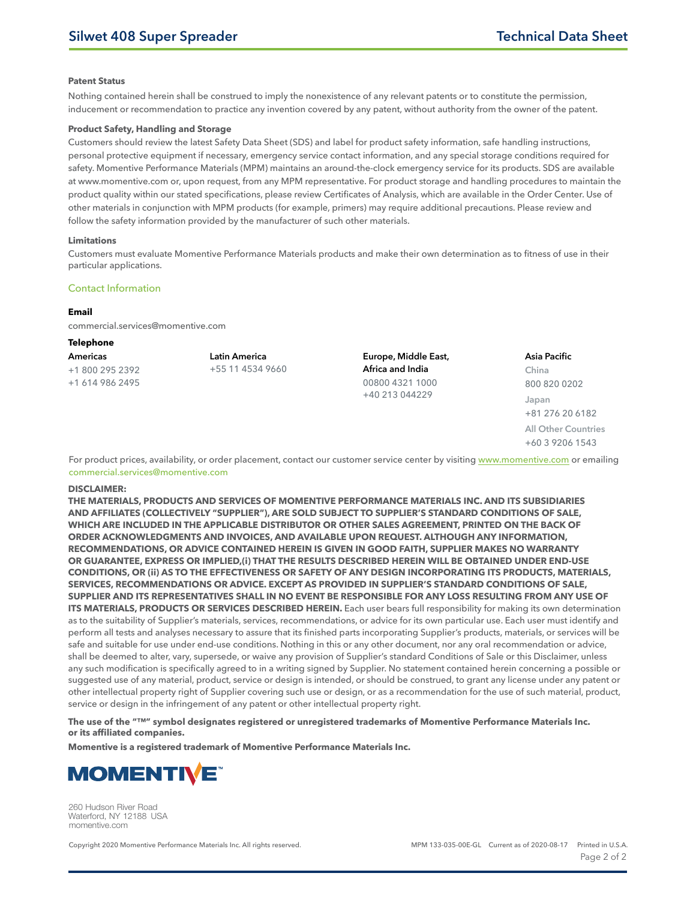**Patent Status**

Nothing contained herein shall be construed to imply the nonexistence of any relevant patents or to constitute the permission, inducement or recommendation to practice any invention covered by any patent, without authority from the owner of the patent.

**Product Safety, Handling and Storage**

Customers should review the latest Safety Data Sheet (SDS) and label for product safety information, safe handling instructions, personal protective equipment if necessary, emergency service contact information, and any special storage conditions required for safety. Momentive Performance Materials (MPM) maintains an around-the-clock emergency service for its products. SDS are available at www.momentive.com or, upon request, from any MPM representative. For product storage and handling procedures to maintain the product quality within our stated specifications, please review Certificates of Analysis, which are available in the Order Center. Use of other materials in conjunction with MPM products (for example, primers) may require additional precautions. Please review and follow the safety information provided by the manufacturer of such other materials.

**Limitations**

Customers must evaluate Momentive Performance Materials products and make their own determination as to fitness of use in their particular applications.

## Contact Information

**Email**

commercial.services@momentive.com

**Telephone**

**Americas**
+1 800 295 2392
+1 614 986 2495

**Latin America**
+55 11 4534 9660

**Europe, Middle East, Africa and India**
00800 4321 1000
+40 213 044229

**Asia Pacific**
China
800 820 0202
Japan
+81 276 20 6182
All Other Countries
+60 3 9206 1543

For product prices, availability, or order placement, contact our customer service center by visiting www.momentive.com or emailing commercial.services@momentive.com

**DISCLAIMER:**

**THE MATERIALS, PRODUCTS AND SERVICES OF MOMENTIVE PERFORMANCE MATERIALS INC. AND ITS SUBSIDIARIES AND AFFILIATES (COLLECTIVELY "SUPPLIER"), ARE SOLD SUBJECT TO SUPPLIER'S STANDARD CONDITIONS OF SALE, WHICH ARE INCLUDED IN THE APPLICABLE DISTRIBUTOR OR OTHER SALES AGREEMENT, PRINTED ON THE BACK OF ORDER ACKNOWLEDGMENTS AND INVOICES, AND AVAILABLE UPON REQUEST. ALTHOUGH ANY INFORMATION, RECOMMENDATIONS, OR ADVICE CONTAINED HEREIN IS GIVEN IN GOOD FAITH, SUPPLIER MAKES NO WARRANTY OR GUARANTEE, EXPRESS OR IMPLIED,(i) THAT THE RESULTS DESCRIBED HEREIN WILL BE OBTAINED UNDER END-USE CONDITIONS, OR (ii) AS TO THE EFFECTIVENESS OR SAFETY OF ANY DESIGN INCORPORATING ITS PRODUCTS, MATERIALS, SERVICES, RECOMMENDATIONS OR ADVICE. EXCEPT AS PROVIDED IN SUPPLIER'S STANDARD CONDITIONS OF SALE, SUPPLIER AND ITS REPRESENTATIVES SHALL IN NO EVENT BE RESPONSIBLE FOR ANY LOSS RESULTING FROM ANY USE OF ITS MATERIALS, PRODUCTS OR SERVICES DESCRIBED HEREIN.** Each user bears full responsibility for making its own determination as to the suitability of Supplier's materials, services, recommendations, or advice for its own particular use. Each user must identify and perform all tests and analyses necessary to assure that its finished parts incorporating Supplier's products, materials, or services will be safe and suitable for use under end-use conditions. Nothing in this or any other document, nor any oral recommendation or advice, shall be deemed to alter, vary, supersede, or waive any provision of Supplier's standard Conditions of Sale or this Disclaimer, unless any such modification is specifically agreed to in a writing signed by Supplier. No statement contained herein concerning a possible or suggested use of any material, product, service or design is intended, or should be construed, to grant any license under any patent or other intellectual property right of Supplier covering such use or design, or as a recommendation for the use of such material, product, service or design in the infringement of any patent or other intellectual property right.

**The use of the "™" symbol designates registered or unregistered trademarks of Momentive Performance Materials Inc. or its affiliated companies.**

**Momentive is a registered trademark of Momentive Performance Materials Inc.**

MOMENTIVE™

260 Hudson River Road
Waterford, NY 12188 USA
momentive.com

Copyright 2020 Momentive Performance Materials Inc. All rights reserved.

MPM 133-035-00E-GL Current as of 2020-08-17 Printed in U.S.A.